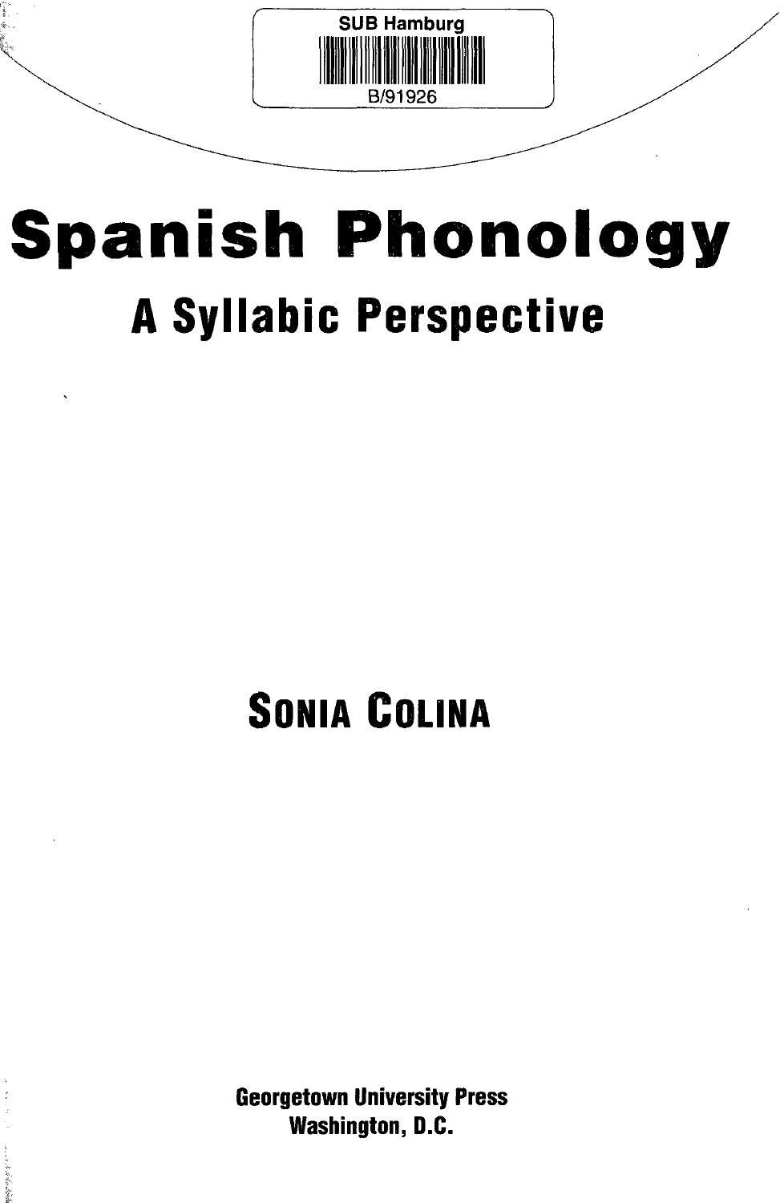SUB Hamburg

B/91926

# Spanish Phonology

## A Syllabic Perspective

**Sonia Colina**

**Georgetown University Press**
**Washington, D.C.**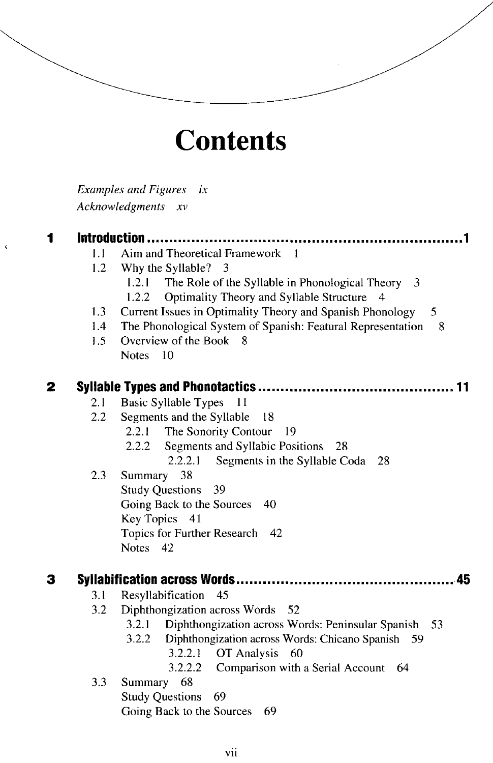# Contents

*Examples and Figures* ix
*Acknowledgments* xv

**1 Introduction** ............................................................... **1**

- 1.1 Aim and Theoretical Framework 1
- 1.2 Why the Syllable? 3
  - 1.2.1 The Role of the Syllable in Phonological Theory 3
  - 1.2.2 Optimality Theory and Syllable Structure 4
- 1.3 Current Issues in Optimality Theory and Spanish Phonology 5
- 1.4 The Phonological System of Spanish: Featural Representation 8
- 1.5 Overview of the Book 8
- Notes 10

**2 Syllable Types and Phonotactics** ............................................ **11**

- 2.1 Basic Syllable Types 11
- 2.2 Segments and the Syllable 18
  - 2.2.1 The Sonority Contour 19
  - 2.2.2 Segments and Syllabic Positions 28
    - 2.2.2.1 Segments in the Syllable Coda 28
- 2.3 Summary 38
- Study Questions 39
- Going Back to the Sources 40
- Key Topics 41
- Topics for Further Research 42
- Notes 42

**3 Syllabification across Words** .............................................. **45**

- 3.1 Resyllabification 45
- 3.2 Diphthongization across Words 52
  - 3.2.1 Diphthongization across Words: Peninsular Spanish 53
  - 3.2.2 Diphthongization across Words: Chicano Spanish 59
    - 3.2.2.1 OT Analysis 60
    - 3.2.2.2 Comparison with a Serial Account 64
- 3.3 Summary 68
- Study Questions 69
- Going Back to the Sources 69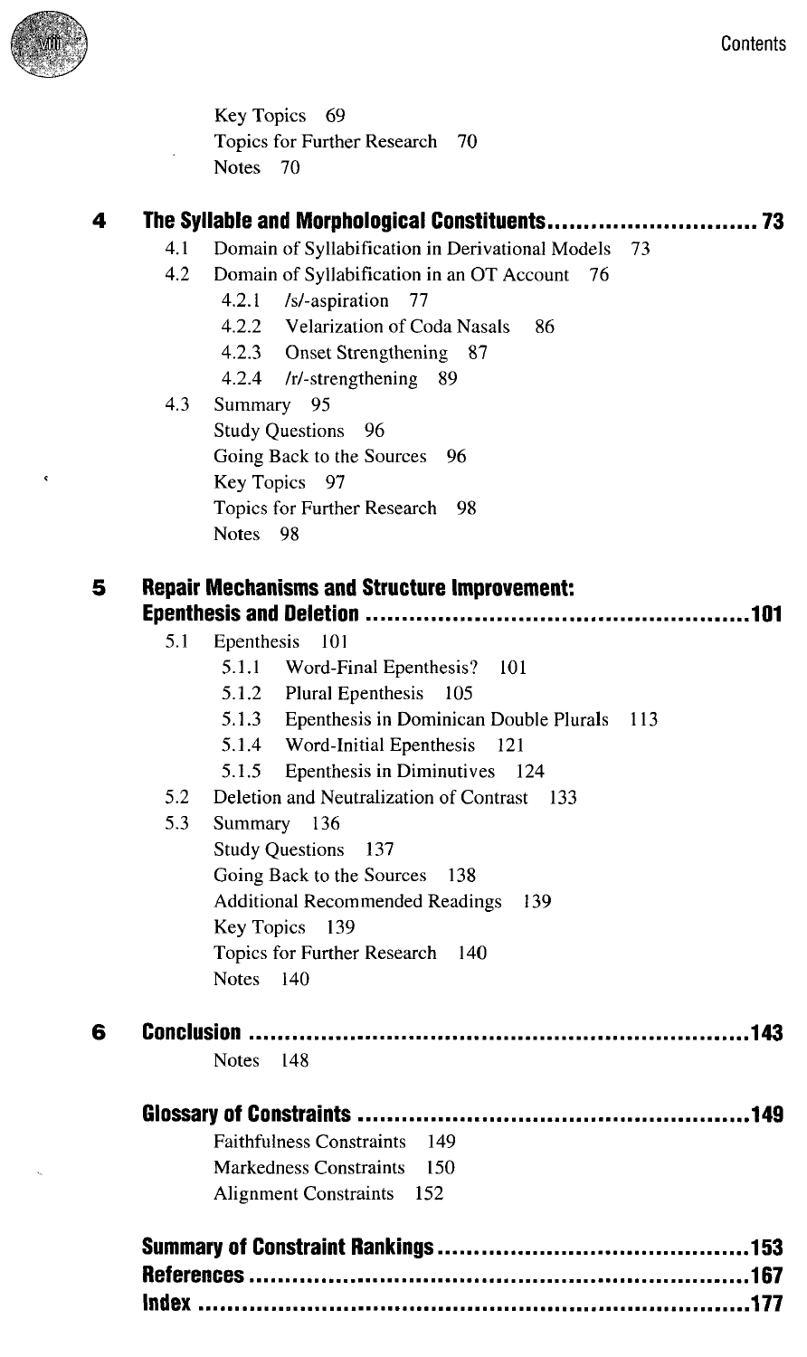Key Topics 69
Topics for Further Research 70
Notes 70

## 4 The Syllable and Morphological Constituents ............................. 73

4.1 Domain of Syllabification in Derivational Models 73
4.2 Domain of Syllabification in an OT Account 76
  4.2.1 /s/-aspiration 77
  4.2.2 Velarization of Coda Nasals 86
  4.2.3 Onset Strengthening 87
  4.2.4 /r/-strengthening 89
4.3 Summary 95
Study Questions 96
Going Back to the Sources 96
Key Topics 97
Topics for Further Research 98
Notes 98

## 5 Repair Mechanisms and Structure Improvement: Epenthesis and Deletion ..................................................... 101

5.1 Epenthesis 101
  5.1.1 Word-Final Epenthesis? 101
  5.1.2 Plural Epenthesis 105
  5.1.3 Epenthesis in Dominican Double Plurals 113
  5.1.4 Word-Initial Epenthesis 121
  5.1.5 Epenthesis in Diminutives 124
5.2 Deletion and Neutralization of Contrast 133
5.3 Summary 136
Study Questions 137
Going Back to the Sources 138
Additional Recommended Readings 139
Key Topics 139
Topics for Further Research 140
Notes 140

## 6 Conclusion ..................................................................... 143

Notes 148

## Glossary of Constraints ....................................................... 149

Faithfulness Constraints 149
Markedness Constraints 150
Alignment Constraints 152

## Summary of Constraint Rankings ........................................... 153

## References ..................................................................... 167

## Index ............................................................................ 177